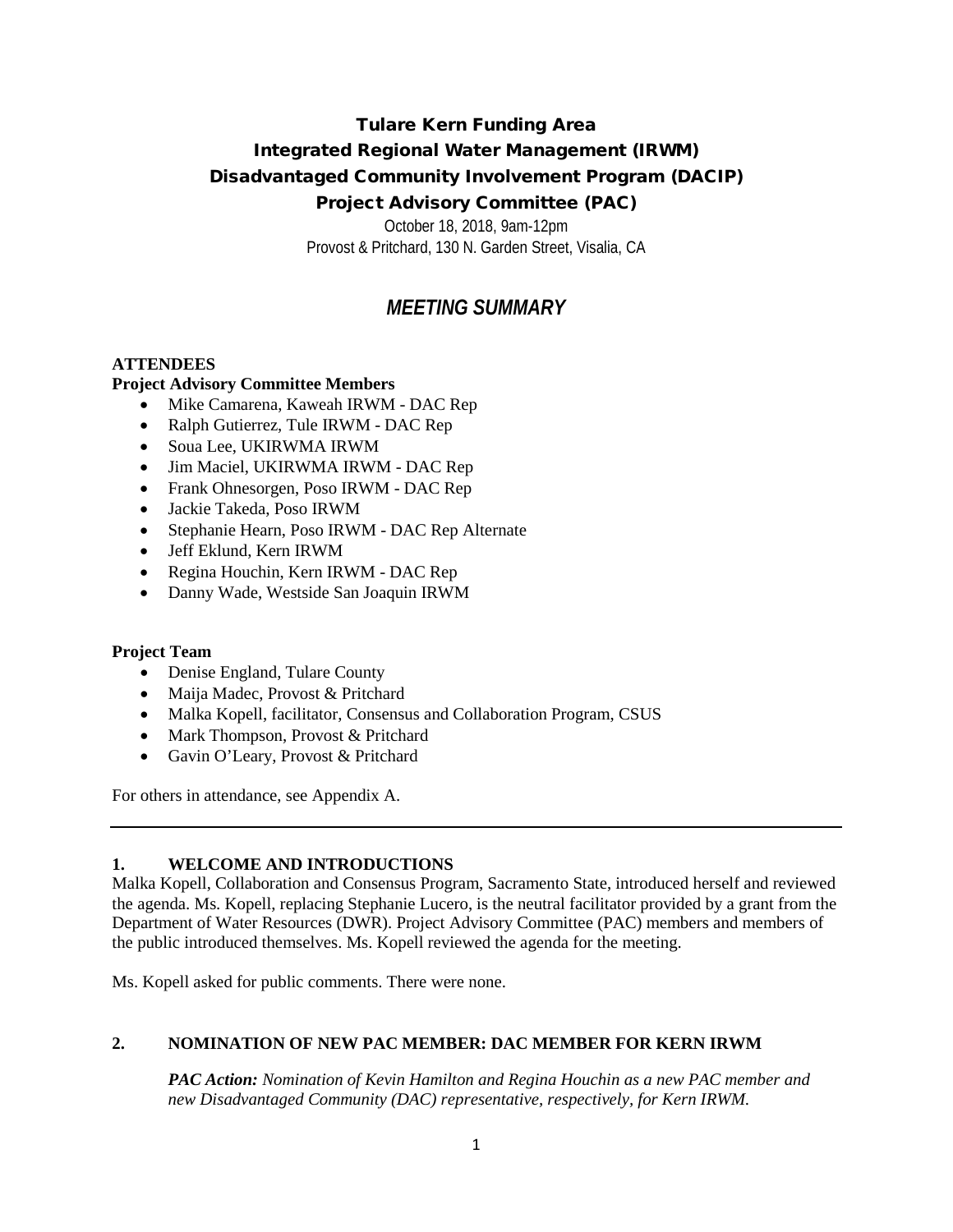# Tulare Kern Funding Area
# Integrated Regional Water Management (IRWM)
# Disadvantaged Community Involvement Program (DACIP)
# Project Advisory Committee (PAC)

October 18, 2018, 9am-12pm
Provost & Pritchard, 130 N. Garden Street, Visalia, CA

## *MEETING SUMMARY*

**ATTENDEES**

**Project Advisory Committee Members**

- Mike Camarena, Kaweah IRWM - DAC Rep
- Ralph Gutierrez, Tule IRWM - DAC Rep
- Soua Lee, UKIRWMA IRWM
- Jim Maciel, UKIRWMA IRWM - DAC Rep
- Frank Ohnesorgen, Poso IRWM - DAC Rep
- Jackie Takeda, Poso IRWM
- Stephanie Hearn, Poso IRWM - DAC Rep Alternate
- Jeff Eklund, Kern IRWM
- Regina Houchin, Kern IRWM - DAC Rep
- Danny Wade, Westside San Joaquin IRWM

**Project Team**

- Denise England, Tulare County
- Maija Madec, Provost & Pritchard
- Malka Kopell, facilitator, Consensus and Collaboration Program, CSUS
- Mark Thompson, Provost & Pritchard
- Gavin O'Leary, Provost & Pritchard

For others in attendance, see Appendix A.

---

### 1. WELCOME AND INTRODUCTIONS

Malka Kopell, Collaboration and Consensus Program, Sacramento State, introduced herself and reviewed the agenda. Ms. Kopell, replacing Stephanie Lucero, is the neutral facilitator provided by a grant from the Department of Water Resources (DWR). Project Advisory Committee (PAC) members and members of the public introduced themselves. Ms. Kopell reviewed the agenda for the meeting.

Ms. Kopell asked for public comments. There were none.

### 2. NOMINATION OF NEW PAC MEMBER: DAC MEMBER FOR KERN IRWM

> ***PAC Action:*** *Nomination of Kevin Hamilton and Regina Houchin as a new PAC member and new Disadvantaged Community (DAC) representative, respectively, for Kern IRWM.*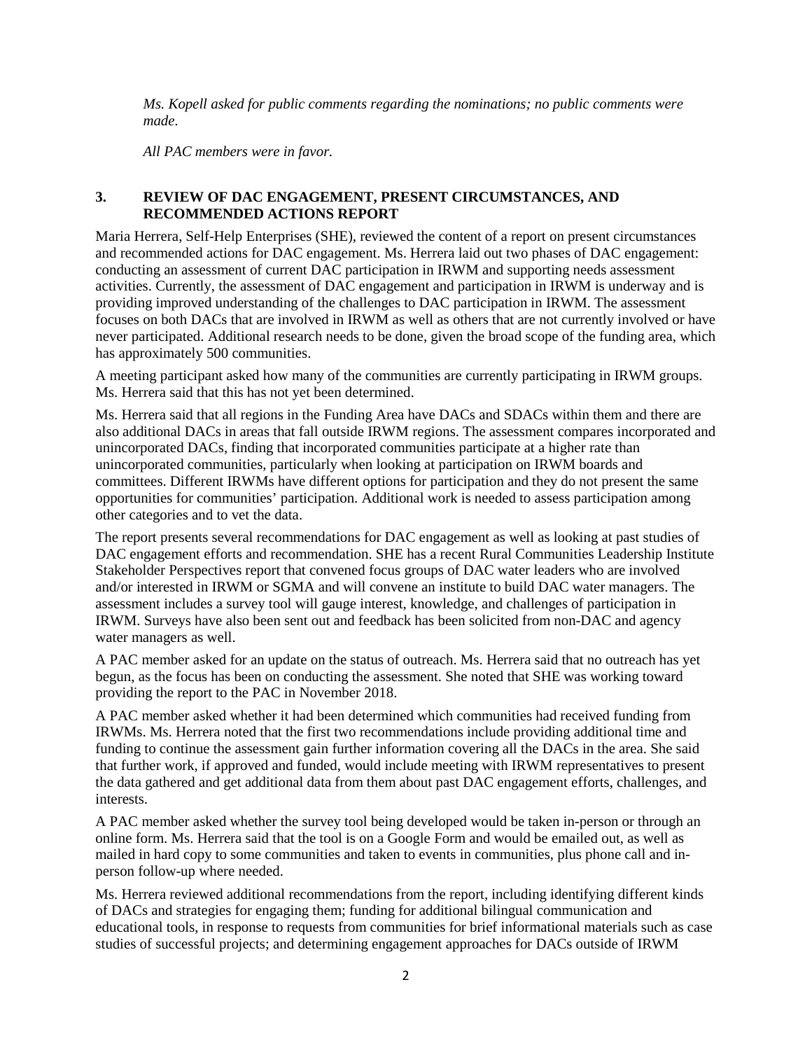*Ms. Kopell asked for public comments regarding the nominations; no public comments were made.*

*All PAC members were in favor.*

### 3. REVIEW OF DAC ENGAGEMENT, PRESENT CIRCUMSTANCES, AND RECOMMENDED ACTIONS REPORT

Maria Herrera, Self-Help Enterprises (SHE), reviewed the content of a report on present circumstances and recommended actions for DAC engagement. Ms. Herrera laid out two phases of DAC engagement: conducting an assessment of current DAC participation in IRWM and supporting needs assessment activities. Currently, the assessment of DAC engagement and participation in IRWM is underway and is providing improved understanding of the challenges to DAC participation in IRWM. The assessment focuses on both DACs that are involved in IRWM as well as others that are not currently involved or have never participated. Additional research needs to be done, given the broad scope of the funding area, which has approximately 500 communities.

A meeting participant asked how many of the communities are currently participating in IRWM groups. Ms. Herrera said that this has not yet been determined.

Ms. Herrera said that all regions in the Funding Area have DACs and SDACs within them and there are also additional DACs in areas that fall outside IRWM regions. The assessment compares incorporated and unincorporated DACs, finding that incorporated communities participate at a higher rate than unincorporated communities, particularly when looking at participation on IRWM boards and committees. Different IRWMs have different options for participation and they do not present the same opportunities for communities' participation. Additional work is needed to assess participation among other categories and to vet the data.

The report presents several recommendations for DAC engagement as well as looking at past studies of DAC engagement efforts and recommendation. SHE has a recent Rural Communities Leadership Institute Stakeholder Perspectives report that convened focus groups of DAC water leaders who are involved and/or interested in IRWM or SGMA and will convene an institute to build DAC water managers. The assessment includes a survey tool will gauge interest, knowledge, and challenges of participation in IRWM. Surveys have also been sent out and feedback has been solicited from non-DAC and agency water managers as well.

A PAC member asked for an update on the status of outreach. Ms. Herrera said that no outreach has yet begun, as the focus has been on conducting the assessment. She noted that SHE was working toward providing the report to the PAC in November 2018.

A PAC member asked whether it had been determined which communities had received funding from IRWMs. Ms. Herrera noted that the first two recommendations include providing additional time and funding to continue the assessment gain further information covering all the DACs in the area. She said that further work, if approved and funded, would include meeting with IRWM representatives to present the data gathered and get additional data from them about past DAC engagement efforts, challenges, and interests.

A PAC member asked whether the survey tool being developed would be taken in-person or through an online form. Ms. Herrera said that the tool is on a Google Form and would be emailed out, as well as mailed in hard copy to some communities and taken to events in communities, plus phone call and in-person follow-up where needed.

Ms. Herrera reviewed additional recommendations from the report, including identifying different kinds of DACs and strategies for engaging them; funding for additional bilingual communication and educational tools, in response to requests from communities for brief informational materials such as case studies of successful projects; and determining engagement approaches for DACs outside of IRWM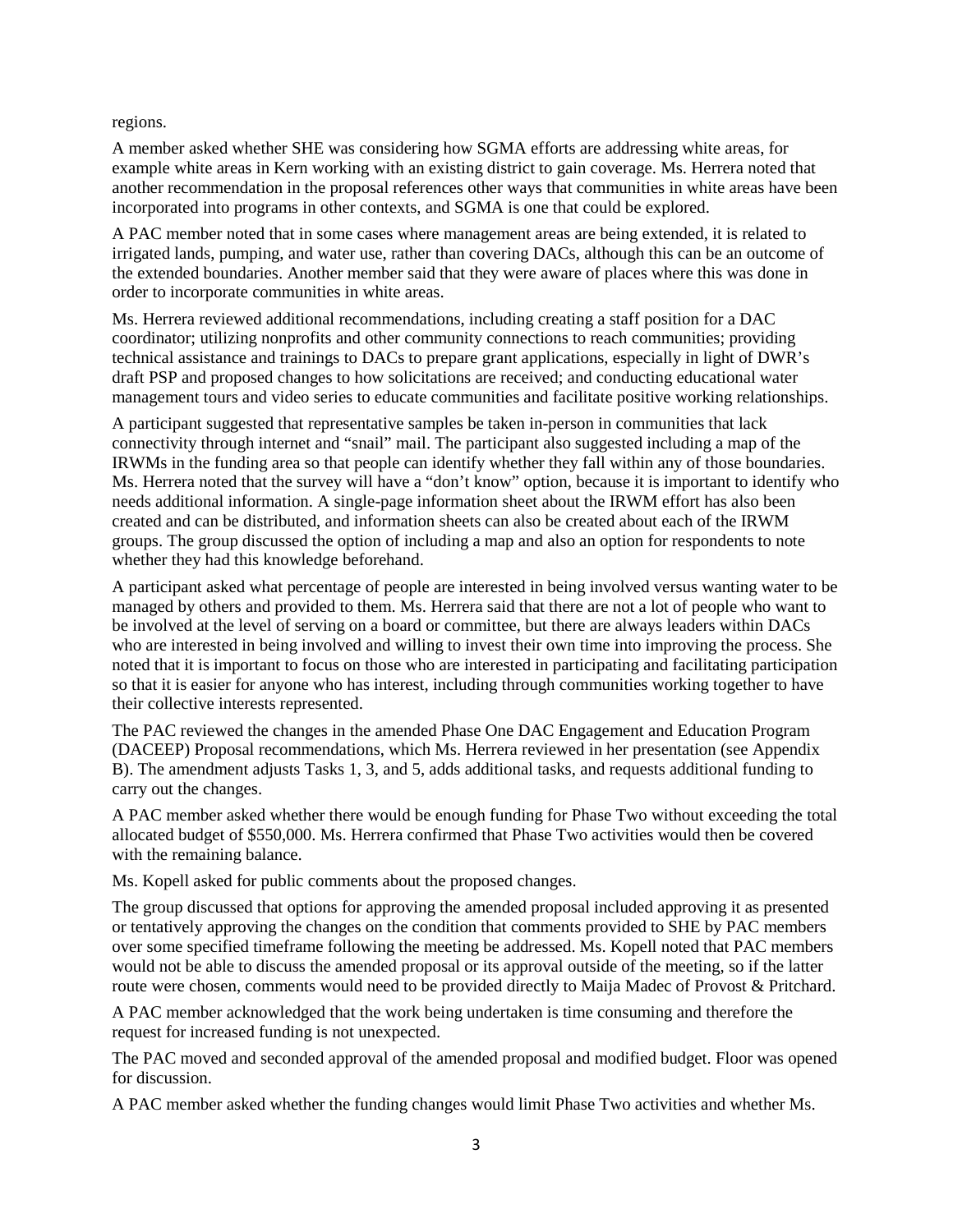regions.

A member asked whether SHE was considering how SGMA efforts are addressing white areas, for example white areas in Kern working with an existing district to gain coverage. Ms. Herrera noted that another recommendation in the proposal references other ways that communities in white areas have been incorporated into programs in other contexts, and SGMA is one that could be explored.

A PAC member noted that in some cases where management areas are being extended, it is related to irrigated lands, pumping, and water use, rather than covering DACs, although this can be an outcome of the extended boundaries. Another member said that they were aware of places where this was done in order to incorporate communities in white areas.

Ms. Herrera reviewed additional recommendations, including creating a staff position for a DAC coordinator; utilizing nonprofits and other community connections to reach communities; providing technical assistance and trainings to DACs to prepare grant applications, especially in light of DWR's draft PSP and proposed changes to how solicitations are received; and conducting educational water management tours and video series to educate communities and facilitate positive working relationships.

A participant suggested that representative samples be taken in-person in communities that lack connectivity through internet and "snail" mail. The participant also suggested including a map of the IRWMs in the funding area so that people can identify whether they fall within any of those boundaries. Ms. Herrera noted that the survey will have a "don't know" option, because it is important to identify who needs additional information. A single-page information sheet about the IRWM effort has also been created and can be distributed, and information sheets can also be created about each of the IRWM groups. The group discussed the option of including a map and also an option for respondents to note whether they had this knowledge beforehand.

A participant asked what percentage of people are interested in being involved versus wanting water to be managed by others and provided to them. Ms. Herrera said that there are not a lot of people who want to be involved at the level of serving on a board or committee, but there are always leaders within DACs who are interested in being involved and willing to invest their own time into improving the process. She noted that it is important to focus on those who are interested in participating and facilitating participation so that it is easier for anyone who has interest, including through communities working together to have their collective interests represented.

The PAC reviewed the changes in the amended Phase One DAC Engagement and Education Program (DACEEP) Proposal recommendations, which Ms. Herrera reviewed in her presentation (see Appendix B). The amendment adjusts Tasks 1, 3, and 5, adds additional tasks, and requests additional funding to carry out the changes.

A PAC member asked whether there would be enough funding for Phase Two without exceeding the total allocated budget of $550,000. Ms. Herrera confirmed that Phase Two activities would then be covered with the remaining balance.

Ms. Kopell asked for public comments about the proposed changes.

The group discussed that options for approving the amended proposal included approving it as presented or tentatively approving the changes on the condition that comments provided to SHE by PAC members over some specified timeframe following the meeting be addressed. Ms. Kopell noted that PAC members would not be able to discuss the amended proposal or its approval outside of the meeting, so if the latter route were chosen, comments would need to be provided directly to Maija Madec of Provost & Pritchard.

A PAC member acknowledged that the work being undertaken is time consuming and therefore the request for increased funding is not unexpected.

The PAC moved and seconded approval of the amended proposal and modified budget. Floor was opened for discussion.

A PAC member asked whether the funding changes would limit Phase Two activities and whether Ms.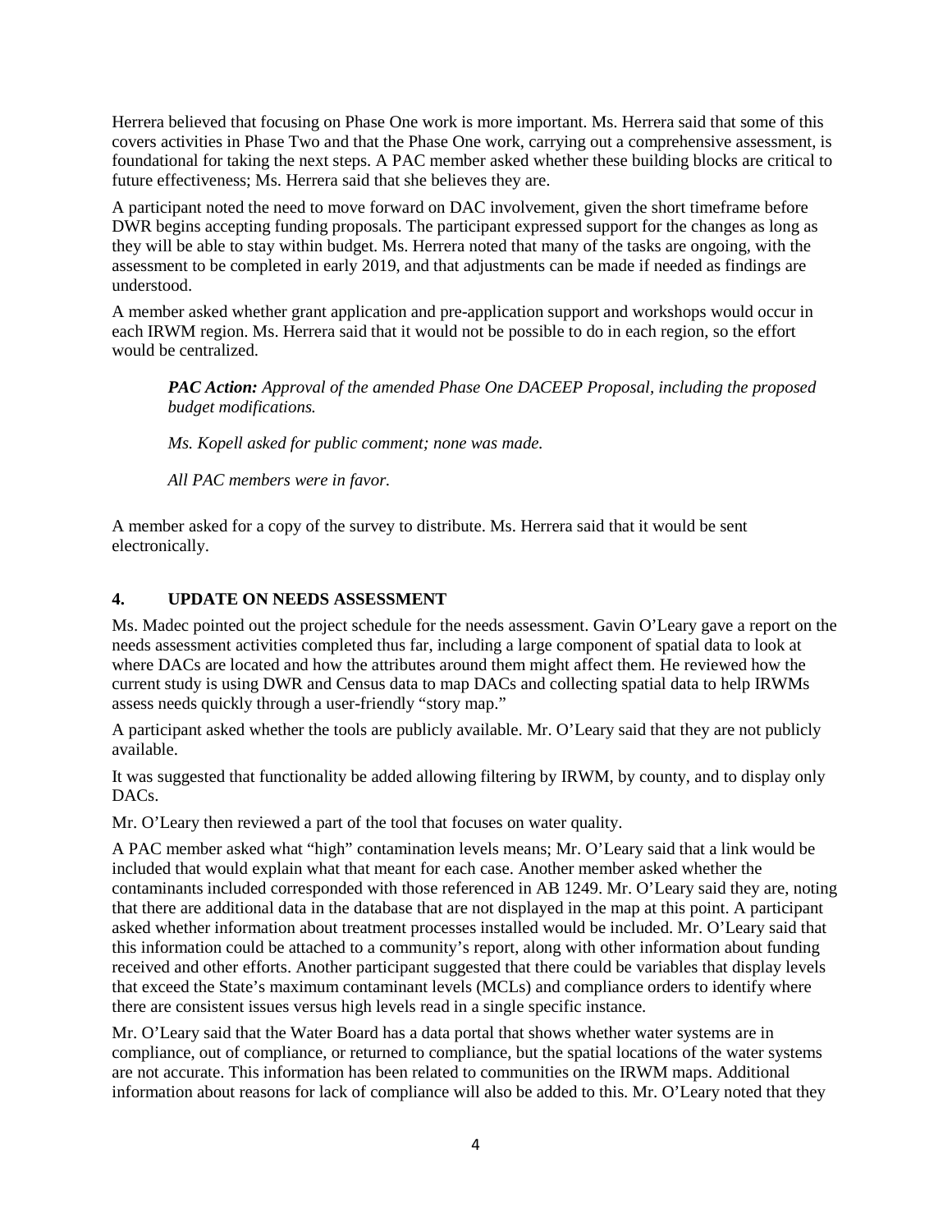Herrera believed that focusing on Phase One work is more important. Ms. Herrera said that some of this covers activities in Phase Two and that the Phase One work, carrying out a comprehensive assessment, is foundational for taking the next steps. A PAC member asked whether these building blocks are critical to future effectiveness; Ms. Herrera said that she believes they are.

A participant noted the need to move forward on DAC involvement, given the short timeframe before DWR begins accepting funding proposals. The participant expressed support for the changes as long as they will be able to stay within budget. Ms. Herrera noted that many of the tasks are ongoing, with the assessment to be completed in early 2019, and that adjustments can be made if needed as findings are understood.

A member asked whether grant application and pre-application support and workshops would occur in each IRWM region. Ms. Herrera said that it would not be possible to do in each region, so the effort would be centralized.

> ***PAC Action:*** *Approval of the amended Phase One DACEEP Proposal, including the proposed budget modifications.*
>
> *Ms. Kopell asked for public comment; none was made.*
>
> *All PAC members were in favor.*

A member asked for a copy of the survey to distribute. Ms. Herrera said that it would be sent electronically.

## 4. UPDATE ON NEEDS ASSESSMENT

Ms. Madec pointed out the project schedule for the needs assessment. Gavin O'Leary gave a report on the needs assessment activities completed thus far, including a large component of spatial data to look at where DACs are located and how the attributes around them might affect them. He reviewed how the current study is using DWR and Census data to map DACs and collecting spatial data to help IRWMs assess needs quickly through a user-friendly "story map."

A participant asked whether the tools are publicly available. Mr. O'Leary said that they are not publicly available.

It was suggested that functionality be added allowing filtering by IRWM, by county, and to display only DACs.

Mr. O'Leary then reviewed a part of the tool that focuses on water quality.

A PAC member asked what "high" contamination levels means; Mr. O'Leary said that a link would be included that would explain what that meant for each case. Another member asked whether the contaminants included corresponded with those referenced in AB 1249. Mr. O'Leary said they are, noting that there are additional data in the database that are not displayed in the map at this point. A participant asked whether information about treatment processes installed would be included. Mr. O'Leary said that this information could be attached to a community's report, along with other information about funding received and other efforts. Another participant suggested that there could be variables that display levels that exceed the State's maximum contaminant levels (MCLs) and compliance orders to identify where there are consistent issues versus high levels read in a single specific instance.

Mr. O'Leary said that the Water Board has a data portal that shows whether water systems are in compliance, out of compliance, or returned to compliance, but the spatial locations of the water systems are not accurate. This information has been related to communities on the IRWM maps. Additional information about reasons for lack of compliance will also be added to this. Mr. O'Leary noted that they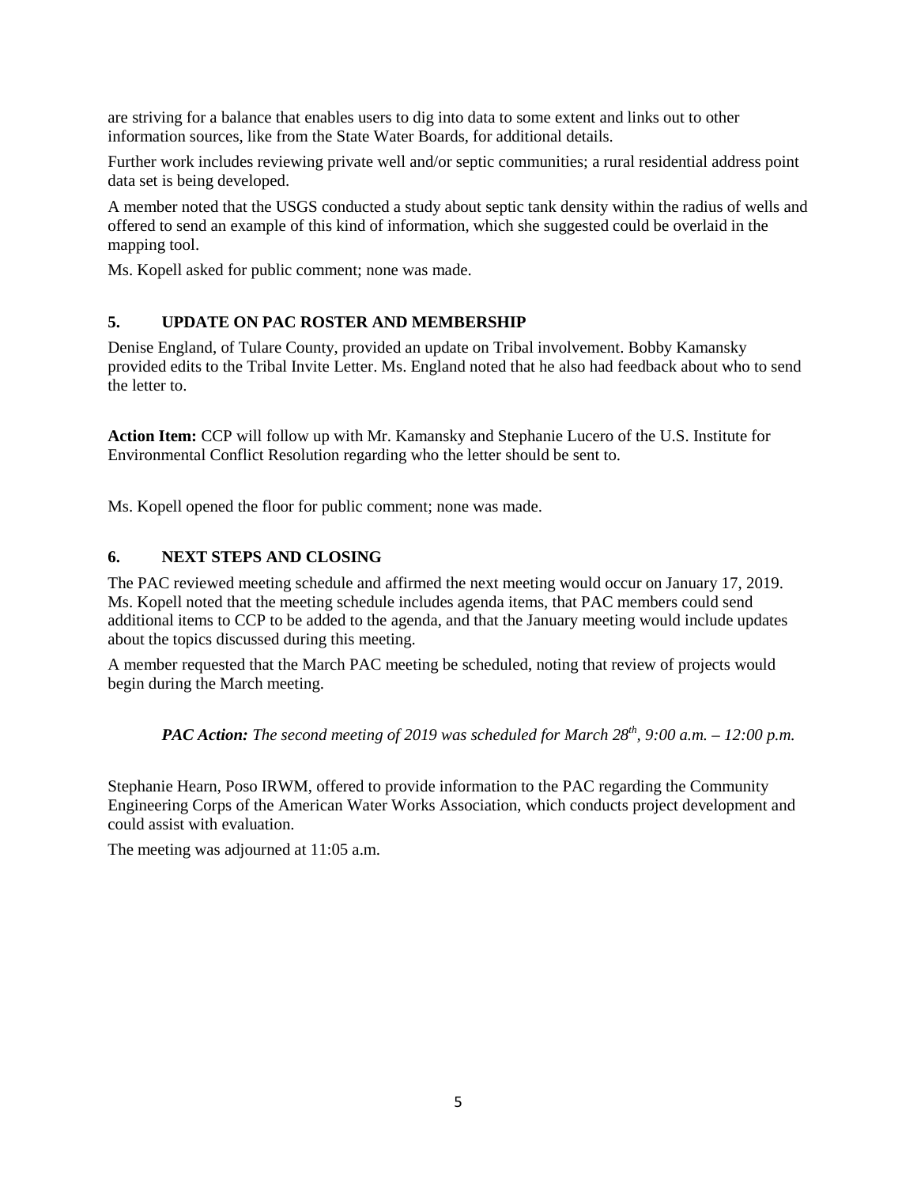are striving for a balance that enables users to dig into data to some extent and links out to other information sources, like from the State Water Boards, for additional details.

Further work includes reviewing private well and/or septic communities; a rural residential address point data set is being developed.

A member noted that the USGS conducted a study about septic tank density within the radius of wells and offered to send an example of this kind of information, which she suggested could be overlaid in the mapping tool.

Ms. Kopell asked for public comment; none was made.

## 5. UPDATE ON PAC ROSTER AND MEMBERSHIP

Denise England, of Tulare County, provided an update on Tribal involvement. Bobby Kamansky provided edits to the Tribal Invite Letter. Ms. England noted that he also had feedback about who to send the letter to.

**Action Item:** CCP will follow up with Mr. Kamansky and Stephanie Lucero of the U.S. Institute for Environmental Conflict Resolution regarding who the letter should be sent to.

Ms. Kopell opened the floor for public comment; none was made.

## 6. NEXT STEPS AND CLOSING

The PAC reviewed meeting schedule and affirmed the next meeting would occur on January 17, 2019. Ms. Kopell noted that the meeting schedule includes agenda items, that PAC members could send additional items to CCP to be added to the agenda, and that the January meeting would include updates about the topics discussed during this meeting.

A member requested that the March PAC meeting be scheduled, noting that review of projects would begin during the March meeting.

> ***PAC Action:*** *The second meeting of 2019 was scheduled for March 28th, 9:00 a.m. – 12:00 p.m.*

Stephanie Hearn, Poso IRWM, offered to provide information to the PAC regarding the Community Engineering Corps of the American Water Works Association, which conducts project development and could assist with evaluation.

The meeting was adjourned at 11:05 a.m.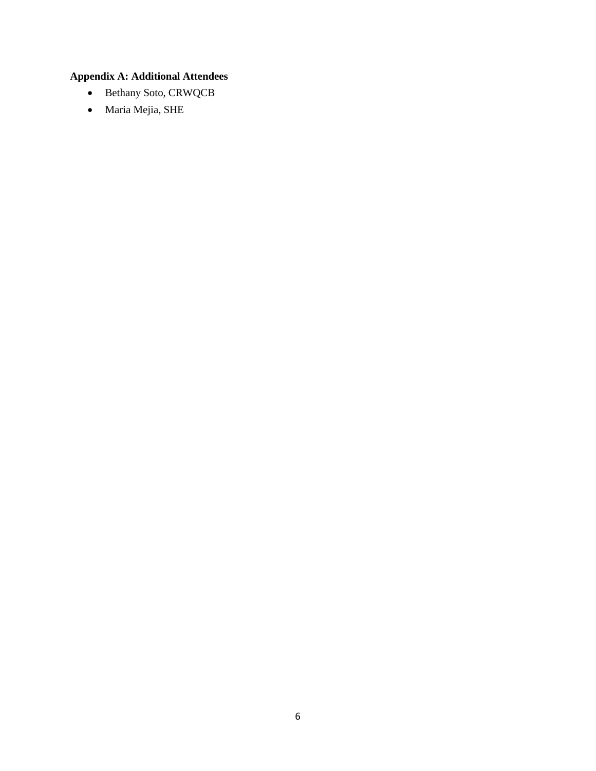**Appendix A: Additional Attendees**

- Bethany Soto, CRWQCB
- Maria Mejia, SHE